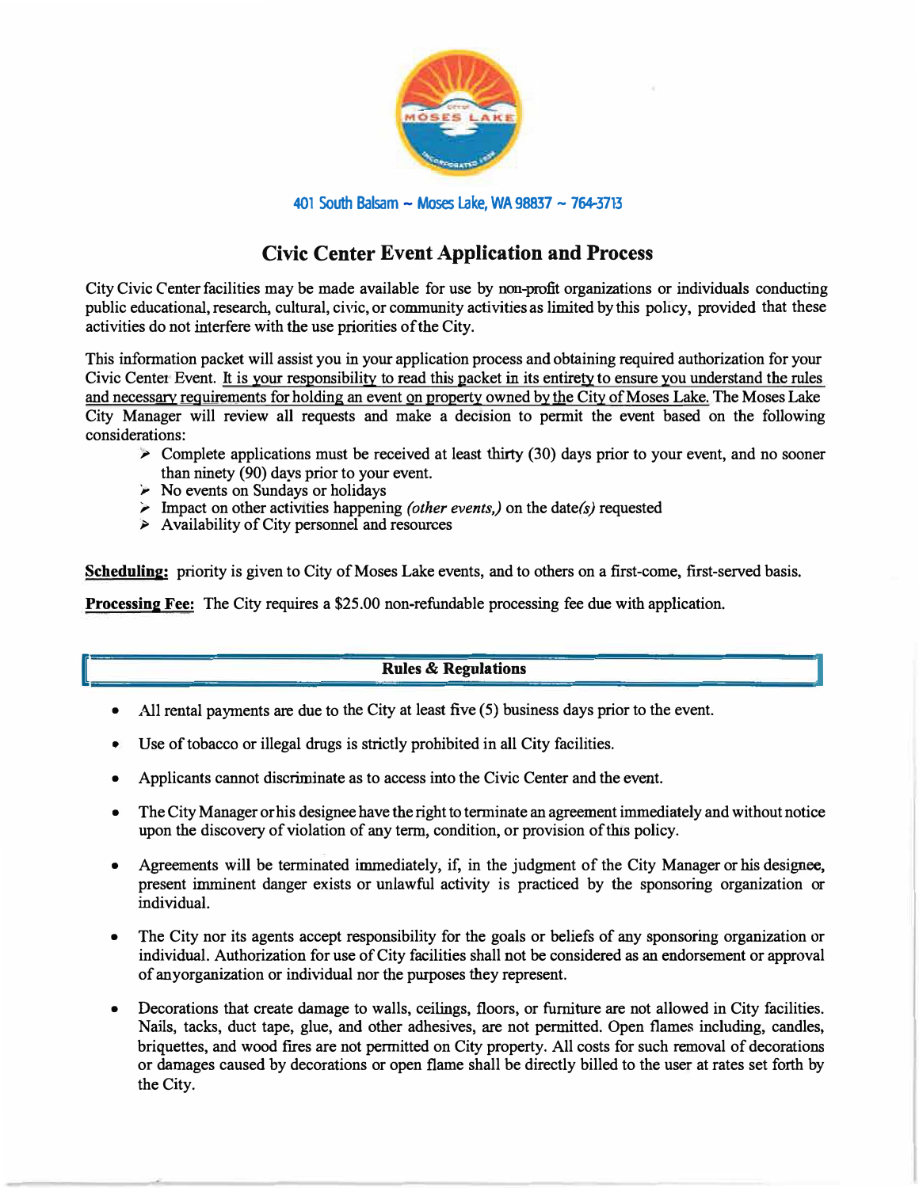401 South Balsam ~ Moses Lake, WA 98837 ~ 764-3713

# Civic Center Event Application and Process

City Civic Center facilities may be made available for use by non-profit organizations or individuals conducting public educational, research, cultural, civic, or community activities as limited by this policy, provided that these activities do not interfere with the use priorities of the City.

This information packet will assist you in your application process and obtaining required authorization for your Civic Center Event. It is your responsibility to read this packet in its entirety to ensure you understand the rules and necessary requirements for holding an event on property owned by the City of Moses Lake. The Moses Lake City Manager will review all requests and make a decision to permit the event based on the following considerations:

- Complete applications must be received at least thirty (30) days prior to your event, and no sooner than ninety (90) days prior to your event.
- No events on Sundays or holidays
- Impact on other activities happening *(other events,)* on the date*(s)* requested
- Availability of City personnel and resources

**Scheduling:** priority is given to City of Moses Lake events, and to others on a first-come, first-served basis.

**Processing Fee:** The City requires a $25.00 non-refundable processing fee due with application.

## Rules & Regulations

- All rental payments are due to the City at least five (5) business days prior to the event.
- Use of tobacco or illegal drugs is strictly prohibited in all City facilities.
- Applicants cannot discriminate as to access into the Civic Center and the event.
- The City Manager or his designee have the right to terminate an agreement immediately and without notice upon the discovery of violation of any term, condition, or provision of this policy.
- Agreements will be terminated immediately, if, in the judgment of the City Manager or his designee, present imminent danger exists or unlawful activity is practiced by the sponsoring organization or individual.
- The City nor its agents accept responsibility for the goals or beliefs of any sponsoring organization or individual. Authorization for use of City facilities shall not be considered as an endorsement or approval of anyorganization or individual nor the purposes they represent.
- Decorations that create damage to walls, ceilings, floors, or furniture are not allowed in City facilities. Nails, tacks, duct tape, glue, and other adhesives, are not permitted. Open flames including, candles, briquettes, and wood fires are not permitted on City property. All costs for such removal of decorations or damages caused by decorations or open flame shall be directly billed to the user at rates set forth by the City.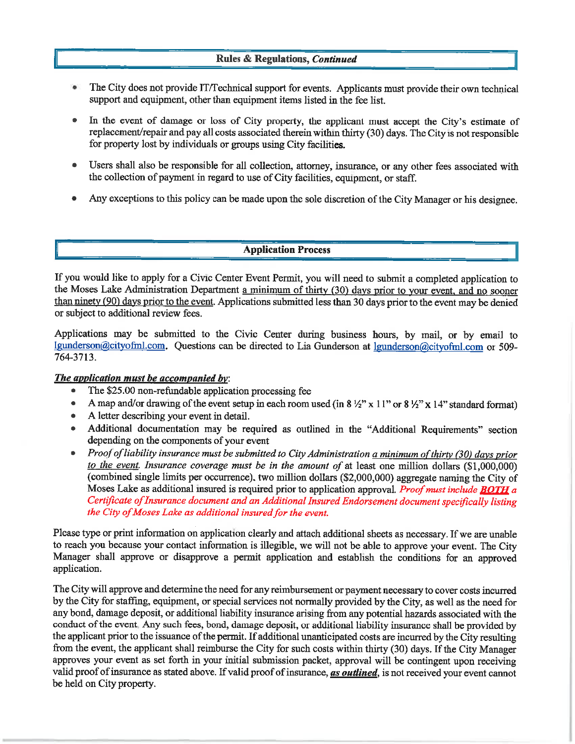## Rules & Regulations, *Continued*

- The City does not provide IT/Technical support for events. Applicants must provide their own technical support and equipment, other than equipment items listed in the fee list.
- In the event of damage or loss of City property, the applicant must accept the City's estimate of replacement/repair and pay all costs associated therein within thirty (30) days. The City is not responsible for property lost by individuals or groups using City facilities.
- Users shall also be responsible for all collection, attorney, insurance, or any other fees associated with the collection of payment in regard to use of City facilities, equipment, or staff.
- Any exceptions to this policy can be made upon the sole discretion of the City Manager or his designee.

## Application Process

If you would like to apply for a Civic Center Event Permit, you will need to submit a completed application to the Moses Lake Administration Department <u>a minimum of thirty (30) days prior to your event, and no sooner than ninety (90) days prior to the event</u>. Applications submitted less than 30 days prior to the event may be denied or subject to additional review fees.

Applications may be submitted to the Civic Center during business hours, by mail, or by email to lgunderson@cityofml.com. Questions can be directed to Lia Gunderson at lgunderson@cityofml.com or 509-764-3713.

***<u>The application must be accompanied by</u>***:

- The $25.00 non-refundable application processing fee
- A map and/or drawing of the event setup in each room used (in 8 ½" x 11" or 8 ½" x 14" standard format)
- A letter describing your event in detail.
- Additional documentation may be required as outlined in the "Additional Requirements" section depending on the components of your event
- *Proof of liability insurance must be submitted to City Administration <u>a minimum of thirty (30) days prior to the event</u>. Insurance coverage must be in the amount of* at least one million dollars ($1,000,000) (combined single limits per occurrence), two million dollars ($2,000,000) aggregate naming the City of Moses Lake as additional insured is required prior to application approval. *Proof must include **<u>BOTH</u>** a Certificate of Insurance document and an Additional Insured Endorsement document specifically listing the City of Moses Lake as additional insured for the event.*

Please type or print information on application clearly and attach additional sheets as necessary. If we are unable to reach you because your contact information is illegible, we will not be able to approve your event. The City Manager shall approve or disapprove a permit application and establish the conditions for an approved application.

The City will approve and determine the need for any reimbursement or payment necessary to cover costs incurred by the City for staffing, equipment, or special services not normally provided by the City, as well as the need for any bond, damage deposit, or additional liability insurance arising from any potential hazards associated with the conduct of the event. Any such fees, bond, damage deposit, or additional liability insurance shall be provided by the applicant prior to the issuance of the permit. If additional unanticipated costs are incurred by the City resulting from the event, the applicant shall reimburse the City for such costs within thirty (30) days. If the City Manager approves your event as set forth in your initial submission packet, approval will be contingent upon receiving valid proof of insurance as stated above. If valid proof of insurance, ***<u>as outlined</u>***, is not received your event cannot be held on City property.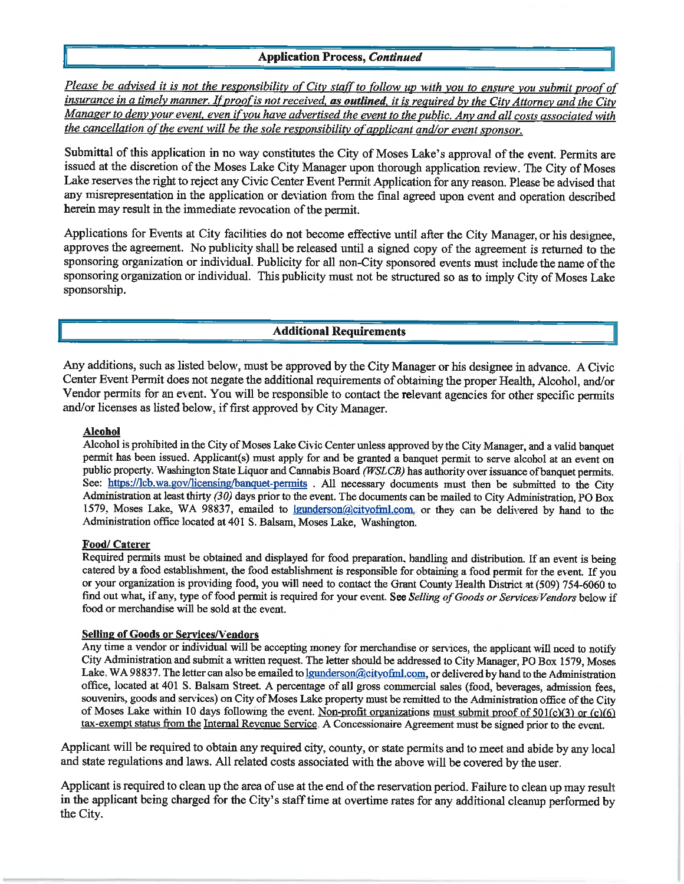## Application Process, *Continued*

*Please be advised it is not the responsibility of City staff to follow up with you to ensure you submit proof of insurance in a timely manner. If proof is not received,* ***as outlined****, it is required by the City Attorney and the City Manager to deny your event, even if you have advertised the event to the public. Any and all costs associated with the cancellation of the event will be the sole responsibility of applicant and/or event sponsor.*

Submittal of this application in no way constitutes the City of Moses Lake's approval of the event. Permits are issued at the discretion of the Moses Lake City Manager upon thorough application review. The City of Moses Lake reserves the right to reject any Civic Center Event Permit Application for any reason. Please be advised that any misrepresentation in the application or deviation from the final agreed upon event and operation described herein may result in the immediate revocation of the permit.

Applications for Events at City facilities do not become effective until after the City Manager, or his designee, approves the agreement. No publicity shall be released until a signed copy of the agreement is returned to the sponsoring organization or individual. Publicity for all non-City sponsored events must include the name of the sponsoring organization or individual. This publicity must not be structured so as to imply City of Moses Lake sponsorship.

## Additional Requirements

Any additions, such as listed below, must be approved by the City Manager or his designee in advance. A Civic Center Event Permit does not negate the additional requirements of obtaining the proper Health, Alcohol, and/or Vendor permits for an event. You will be responsible to contact the relevant agencies for other specific permits and/or licenses as listed below, if first approved by City Manager.

### Alcohol

Alcohol is prohibited in the City of Moses Lake Civic Center unless approved by the City Manager, and a valid banquet permit has been issued. Applicant(s) must apply for and be granted a banquet permit to serve alcohol at an event on public property. Washington State Liquor and Cannabis Board *(WSLCB)* has authority over issuance of banquet permits. See: https://lcb.wa.gov/licensing/banquet-permits . All necessary documents must then be submitted to the City Administration at least thirty *(30)* days prior to the event. The documents can be mailed to City Administration, PO Box 1579, Moses Lake, WA 98837, emailed to lgunderson@cityofml.com, or they can be delivered by hand to the Administration office located at 401 S. Balsam, Moses Lake, Washington.

### Food/ Caterer

Required permits must be obtained and displayed for food preparation, handling and distribution. If an event is being catered by a food establishment, the food establishment is responsible for obtaining a food permit for the event. If you or your organization is providing food, you will need to contact the Grant County Health District at (509) 754-6060 to find out what, if any, type of food permit is required for your event. See *Selling of Goods or Services/Vendors* below if food or merchandise will be sold at the event.

### Selling of Goods or Services/Vendors

Any time a vendor or individual will be accepting money for merchandise or services, the applicant will need to notify City Administration and submit a written request. The letter should be addressed to City Manager, PO Box 1579, Moses Lake, WA 98837. The letter can also be emailed to lgunderson@cityofml.com, or delivered by hand to the Administration office, located at 401 S. Balsam Street. A percentage of all gross commercial sales (food, beverages, admission fees, souvenirs, goods and services) on City of Moses Lake property must be remitted to the Administration office of the City of Moses Lake within 10 days following the event. Non-profit organizations must submit proof of 501(c)(3) or (c)(6) tax-exempt status from the Internal Revenue Service. A Concessionaire Agreement must be signed prior to the event.

Applicant will be required to obtain any required city, county, or state permits and to meet and abide by any local and state regulations and laws. All related costs associated with the above will be covered by the user.

Applicant is required to clean up the area of use at the end of the reservation period. Failure to clean up may result in the applicant being charged for the City's staff time at overtime rates for any additional cleanup performed by the City.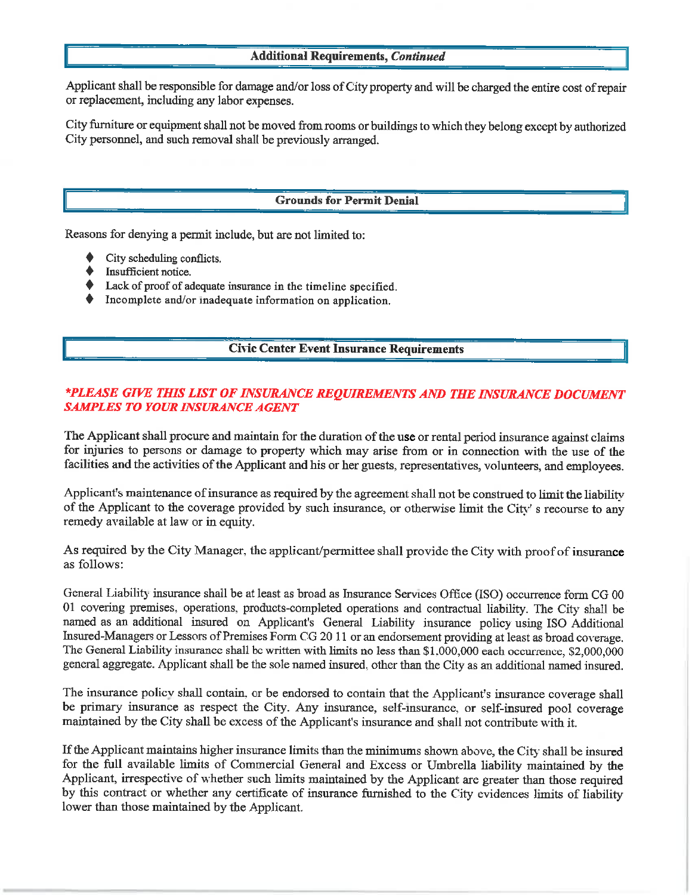## Additional Requirements, *Continued*

Applicant shall be responsible for damage and/or loss of City property and will be charged the entire cost of repair or replacement, including any labor expenses.

City furniture or equipment shall not be moved from rooms or buildings to which they belong except by authorized City personnel, and such removal shall be previously arranged.

## Grounds for Permit Denial

Reasons for denying a permit include, but are not limited to:

- City scheduling conflicts.
- Insufficient notice.
- Lack of proof of adequate insurance in the timeline specified.
- Incomplete and/or inadequate information on application.

## Civic Center Event Insurance Requirements

***PLEASE GIVE THIS LIST OF INSURANCE REQUIREMENTS AND THE INSURANCE DOCUMENT SAMPLES TO YOUR INSURANCE AGENT***

The Applicant shall procure and maintain for the duration of the use or rental period insurance against claims for injuries to persons or damage to property which may arise from or in connection with the use of the facilities and the activities of the Applicant and his or her guests, representatives, volunteers, and employees.

Applicant's maintenance of insurance as required by the agreement shall not be construed to limit the liability of the Applicant to the coverage provided by such insurance, or otherwise limit the City' s recourse to any remedy available at law or in equity.

As required by the City Manager, the applicant/permittee shall provide the City with proof of insurance as follows:

General Liability insurance shall be at least as broad as Insurance Services Office (ISO) occurrence form CG 00 01 covering premises, operations, products-completed operations and contractual liability. The City shall be named as an additional insured on Applicant's General Liability insurance policy using ISO Additional Insured-Managers or Lessors of Premises Form CG 20 11 or an endorsement providing at least as broad coverage. The General Liability insurance shall be written with limits no less than $1,000,000 each occurrence, $2,000,000 general aggregate. Applicant shall be the sole named insured, other than the City as an additional named insured.

The insurance policy shall contain, or be endorsed to contain that the Applicant's insurance coverage shall be primary insurance as respect the City. Any insurance, self-insurance, or self-insured pool coverage maintained by the City shall be excess of the Applicant's insurance and shall not contribute with it.

If the Applicant maintains higher insurance limits than the minimums shown above, the City shall be insured for the full available limits of Commercial General and Excess or Umbrella liability maintained by the Applicant, irrespective of whether such limits maintained by the Applicant are greater than those required by this contract or whether any certificate of insurance furnished to the City evidences limits of liability lower than those maintained by the Applicant.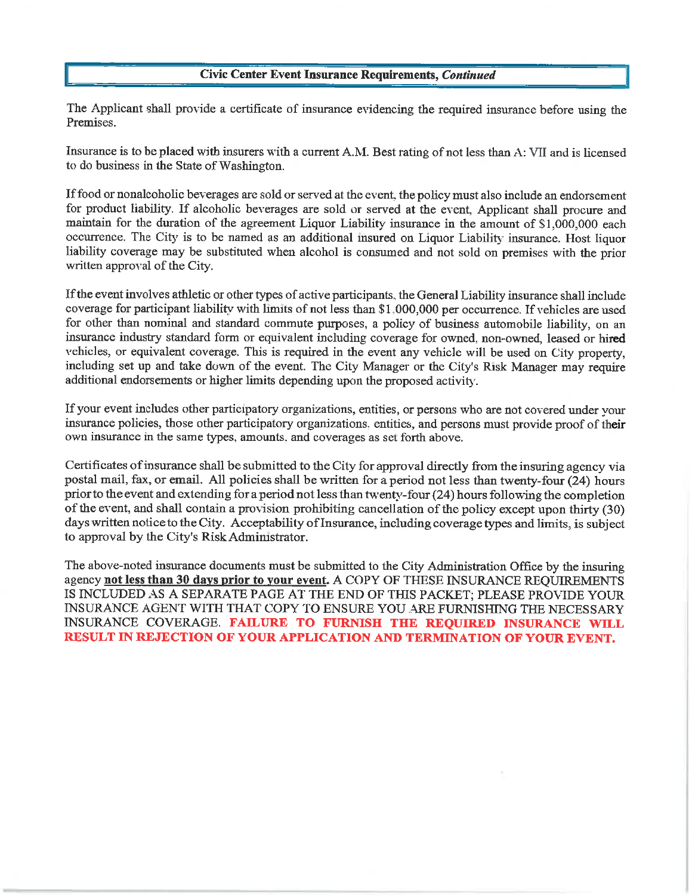## **Civic Center Event Insurance Requirements, *Continued***

The Applicant shall provide a certificate of insurance evidencing the required insurance before using the Premises.

Insurance is to be placed with insurers with a current A.M. Best rating of not less than A: VII and is licensed to do business in the State of Washington.

If food or nonalcoholic beverages are sold or served at the event, the policy must also include an endorsement for product liability. If alcoholic beverages are sold or served at the event, Applicant shall procure and maintain for the duration of the agreement Liquor Liability insurance in the amount of $1,000,000 each occurrence. The City is to be named as an additional insured on Liquor Liability insurance. Host liquor liability coverage may be substituted when alcohol is consumed and not sold on premises with the prior written approval of the City.

If the event involves athletic or other types of active participants, the General Liability insurance shall include coverage for participant liability with limits of not less than $1,000,000 per occurrence. If vehicles are used for other than nominal and standard commute purposes, a policy of business automobile liability, on an insurance industry standard form or equivalent including coverage for owned, non-owned, leased or hired vehicles, or equivalent coverage. This is required in the event any vehicle will be used on City property, including set up and take down of the event. The City Manager or the City's Risk Manager may require additional endorsements or higher limits depending upon the proposed activity.

If your event includes other participatory organizations, entities, or persons who are not covered under your insurance policies, those other participatory organizations, entities, and persons must provide proof of their own insurance in the same types, amounts, and coverages as set forth above.

Certificates of insurance shall be submitted to the City for approval directly from the insuring agency via postal mail, fax, or email. All policies shall be written for a period not less than twenty-four (24) hours prior to the event and extending for a period not less than twenty-four (24) hours following the completion of the event, and shall contain a provision prohibiting cancellation of the policy except upon thirty (30) days written notice to the City. Acceptability of Insurance, including coverage types and limits, is subject to approval by the City's Risk Administrator.

The above-noted insurance documents must be submitted to the City Administration Office by the insuring agency **not less than 30 days prior to your event.** A COPY OF THESE INSURANCE REQUIREMENTS IS INCLUDED AS A SEPARATE PAGE AT THE END OF THIS PACKET; PLEASE PROVIDE YOUR INSURANCE AGENT WITH THAT COPY TO ENSURE YOU ARE FURNISHING THE NECESSARY INSURANCE COVERAGE. **FAILURE TO FURNISH THE REQUIRED INSURANCE WILL RESULT IN REJECTION OF YOUR APPLICATION AND TERMINATION OF YOUR EVENT.**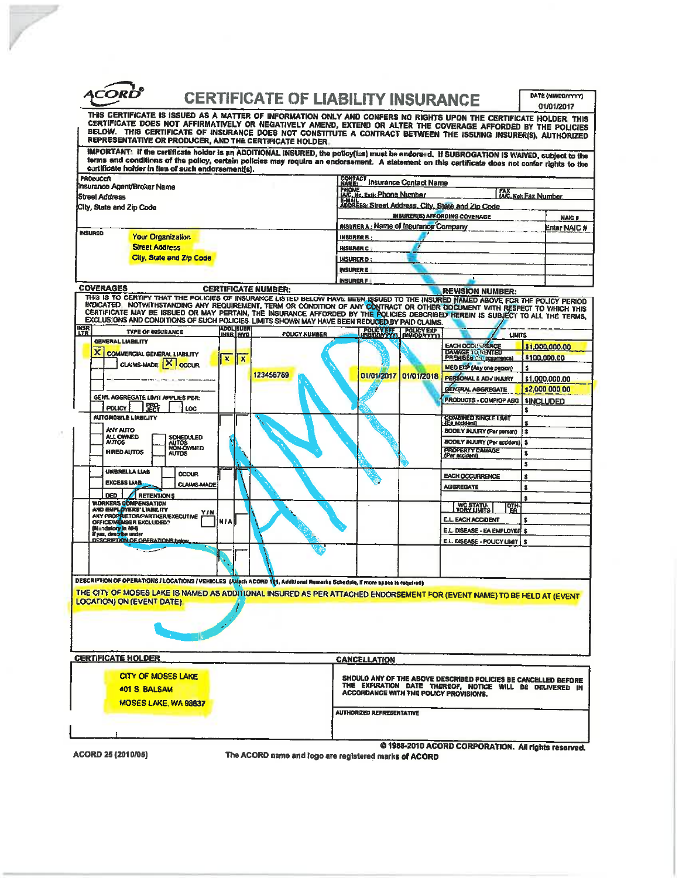# ACORD® CERTIFICATE OF LIABILITY INSURANCE

DATE (MM/DD/YYYY): 01/01/2017

THIS CERTIFICATE IS ISSUED AS A MATTER OF INFORMATION ONLY AND CONFERS NO RIGHTS UPON THE CERTIFICATE HOLDER. THIS CERTIFICATE DOES NOT AFFIRMATIVELY OR NEGATIVELY AMEND, EXTEND OR ALTER THE COVERAGE AFFORDED BY THE POLICIES BELOW. THIS CERTIFICATE OF INSURANCE DOES NOT CONSTITUTE A CONTRACT BETWEEN THE ISSUING INSURER(S), AUTHORIZED REPRESENTATIVE OR PRODUCER, AND THE CERTIFICATE HOLDER.

IMPORTANT: If the certificate holder is an ADDITIONAL INSURED, the policy(ies) must be endorsed. If SUBROGATION IS WAIVED, subject to the terms and conditions of the policy, certain policies may require an endorsement. A statement on this certificate does not confer rights to the certificate holder in lieu of such endorsement(s).

| PRODUCER | CONTACT |
|---|---|
| Insurance Agent/Broker Name<br>Street Address<br>City, State and Zip Code | CONTACT NAME: Insurance Contact Name<br>PHONE (A/C, No, Ext): Phone Number — FAX (A/C, No): Fax Number<br>E-MAIL ADDRESS: Street Address, City, State and Zip Code |

| INSURER(S) AFFORDING COVERAGE | NAIC # |
|---|---|
| INSURER A: Name of Insurance Company | Enter NAIC # |
| INSURER B: | |
| INSURER C: | |
| INSURER D: | |
| INSURER E: | |
| INSURER F: | |

**INSURED**
Your Organization
Street Address
City, State and Zip Code

## COVERAGES

CERTIFICATE NUMBER: &nbsp;&nbsp;&nbsp;&nbsp; REVISION NUMBER:

THIS IS TO CERTIFY THAT THE POLICIES OF INSURANCE LISTED BELOW HAVE BEEN ISSUED TO THE INSURED NAMED ABOVE FOR THE POLICY PERIOD INDICATED. NOTWITHSTANDING ANY REQUIREMENT, TERM OR CONDITION OF ANY CONTRACT OR OTHER DOCUMENT WITH RESPECT TO WHICH THIS CERTIFICATE MAY BE ISSUED OR MAY PERTAIN, THE INSURANCE AFFORDED BY THE POLICIES DESCRIBED HEREIN IS SUBJECT TO ALL THE TERMS, EXCLUSIONS AND CONDITIONS OF SUCH POLICIES. LIMITS SHOWN MAY HAVE BEEN REDUCED BY PAID CLAIMS.

| INSR LTR | TYPE OF INSURANCE | ADDL INSR | SUBR WVD | POLICY NUMBER | POLICY EFF (MM/DD/YYYY) | POLICY EXP (MM/DD/YYYY) | LIMITS | |
|---|---|---|---|---|---|---|---|---|
| | GENERAL LIABILITY<br>[X] COMMERCIAL GENERAL LIABILITY<br>[ ] CLAIMS-MADE [X] OCCUR<br>GEN'L AGGREGATE LIMIT APPLIES PER: [ ] POLICY [ ] PRO-JECT [ ] LOC | X | X | 123456789 | 01/01/2017 | 01/01/2018 | EACH OCCURRENCE | $1,000,000.00 |
| | | | | | | | DAMAGE TO RENTED PREMISES (Ea occurrence) | $100,000.00 |
| | | | | | | | MED EXP (Any one person) | $ |
| | | | | | | | PERSONAL & ADV INJURY | $1,000,000.00 |
| | | | | | | | GENERAL AGGREGATE | $2,000,000.00 |
| | | | | | | | PRODUCTS - COMP/OP AGG | $INCLUDED |
| | | | | | | | | $ |
| | AUTOMOBILE LIABILITY<br>[ ] ANY AUTO<br>[ ] ALL OWNED AUTOS [ ] SCHEDULED AUTOS<br>[ ] HIRED AUTOS [ ] NON-OWNED AUTOS | | | | | | COMBINED SINGLE LIMIT (Ea accident) | $ |
| | | | | | | | BODILY INJURY (Per person) | $ |
| | | | | | | | BODILY INJURY (Per accident) | $ |
| | | | | | | | PROPERTY DAMAGE (Per accident) | $ |
| | | | | | | | | $ |
| | [ ] UMBRELLA LIAB [ ] OCCUR<br>[ ] EXCESS LIAB [ ] CLAIMS-MADE<br>[ ] DED [ ] RETENTION $ | | | | | | EACH OCCURRENCE | $ |
| | | | | | | | AGGREGATE | $ |
| | | | | | | | | $ |
| | WORKERS COMPENSATION AND EMPLOYERS' LIABILITY Y/N<br>ANY PROPRIETOR/PARTNER/EXECUTIVE OFFICER/MEMBER EXCLUDED? [ ]<br>(Mandatory in NH)<br>If yes, describe under DESCRIPTION OF OPERATIONS below | N/A | | | | | WC STATU-TORY LIMITS / OTH-ER | |
| | | | | | | | E.L. EACH ACCIDENT | $ |
| | | | | | | | E.L. DISEASE - EA EMPLOYEE | $ |
| | | | | | | | E.L. DISEASE - POLICY LIMIT | $ |

**DESCRIPTION OF OPERATIONS / LOCATIONS / VEHICLES** (Attach ACORD 101, Additional Remarks Schedule, if more space is required)

THE CITY OF MOSES LAKE IS NAMED AS ADDITIONAL INSURED AS PER ATTACHED ENDORSEMENT FOR (EVENT NAME) TO BE HELD AT (EVENT LOCATION) ON (EVENT DATE)

| CERTIFICATE HOLDER | CANCELLATION |
|---|---|
| CITY OF MOSES LAKE<br>401 S BALSAM<br>MOSES LAKE, WA 98837 | SHOULD ANY OF THE ABOVE DESCRIBED POLICIES BE CANCELLED BEFORE THE EXPIRATION DATE THEREOF, NOTICE WILL BE DELIVERED IN ACCORDANCE WITH THE POLICY PROVISIONS.<br><br>AUTHORIZED REPRESENTATIVE |

ACORD 25 (2010/05) &nbsp;&nbsp;&nbsp; © 1988-2010 ACORD CORPORATION. All rights reserved.

The ACORD name and logo are registered marks of ACORD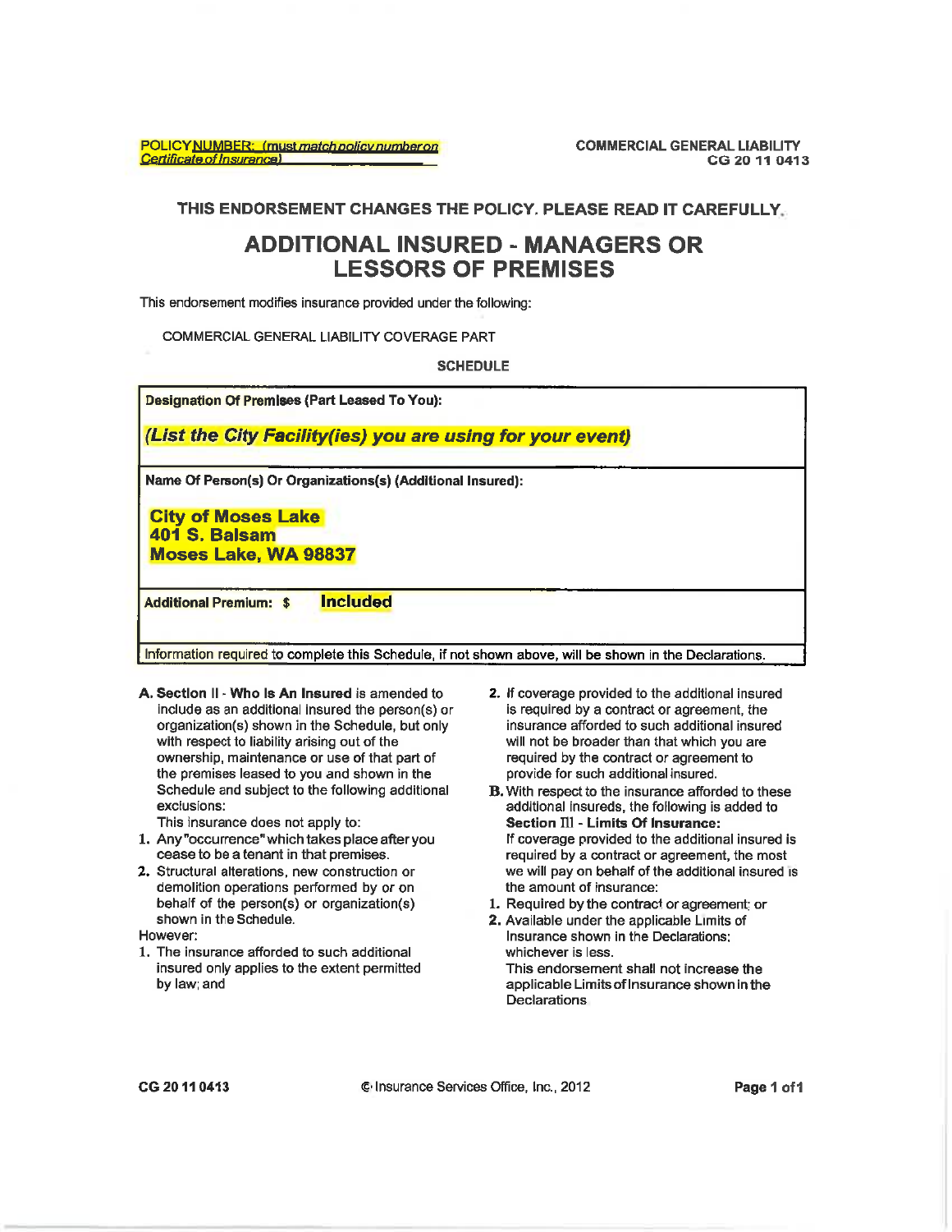POLICY NUMBER: (must match policy number on Certificate of Insurance)

COMMERCIAL GENERAL LIABILITY
CG 20 11 04 13

**THIS ENDORSEMENT CHANGES THE POLICY. PLEASE READ IT CAREFULLY.**

# ADDITIONAL INSURED - MANAGERS OR LESSORS OF PREMISES

This endorsement modifies insurance provided under the following:

COMMERCIAL GENERAL LIABILITY COVERAGE PART

**SCHEDULE**

| **Designation Of Premises (Part Leased To You):** |
|---|
| ***(List the City Facility(ies) you are using for your event)*** |
| **Name Of Person(s) Or Organizations(s) (Additional Insured):** |
| **City of Moses Lake**<br>**401 S. Balsam**<br>**Moses Lake, WA 98837** |
| **Additional Premium: $ Included** |
| Information required to complete this Schedule, if not shown above, will be shown in the Declarations. |

**A. Section II - Who Is An Insured** is amended to include as an additional insured the person(s) or organization(s) shown in the Schedule, but only with respect to liability arising out of the ownership, maintenance or use of that part of the premises leased to you and shown in the Schedule and subject to the following additional exclusions:

This insurance does not apply to:

1. Any "occurrence" which takes place after you cease to be a tenant in that premises.
2. Structural alterations, new construction or demolition operations performed by or on behalf of the person(s) or organization(s) shown in the Schedule.

However:

1. The insurance afforded to such additional insured only applies to the extent permitted by law; and
2. If coverage provided to the additional insured is required by a contract or agreement, the insurance afforded to such additional insured will not be broader than that which you are required by the contract or agreement to provide for such additional insured.

**B.** With respect to the insurance afforded to these additional insureds, the following is added to **Section III - Limits Of Insurance:**

If coverage provided to the additional insured is required by a contract or agreement, the most we will pay on behalf of the additional insured is the amount of insurance:

1. Required by the contract or agreement; or
2. Available under the applicable Limits of Insurance shown in the Declarations;

whichever is less.

This endorsement shall not increase the applicable Limits of Insurance shown in the Declarations.

CG 20 11 04 13 © Insurance Services Office, Inc., 2012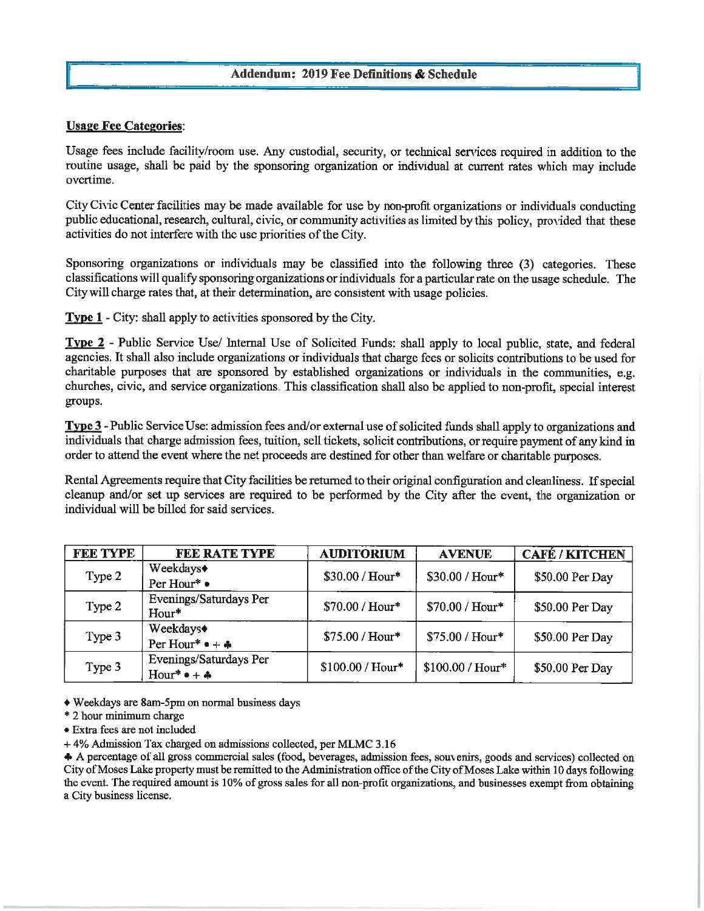## Addendum: 2019 Fee Definitions & Schedule

**Usage Fee Categories**:

Usage fees include facility/room use. Any custodial, security, or technical services required in addition to the routine usage, shall be paid by the sponsoring organization or individual at current rates which may include overtime.

City Civic Center facilities may be made available for use by non-profit organizations or individuals conducting public educational, research, cultural, civic, or community activities as limited by this policy, provided that these activities do not interfere with the use priorities of the City.

Sponsoring organizations or individuals may be classified into the following three (3) categories. These classifications will qualify sponsoring organizations or individuals for a particular rate on the usage schedule. The City will charge rates that, at their determination, are consistent with usage policies.

**Type 1** - City: shall apply to activities sponsored by the City.

**Type 2** - Public Service Use/ Internal Use of Solicited Funds: shall apply to local public, state, and federal agencies. It shall also include organizations or individuals that charge fees or solicits contributions to be used for charitable purposes that are sponsored by established organizations or individuals in the communities, e.g. churches, civic, and service organizations. This classification shall also be applied to non-profit, special interest groups.

**Type 3** - Public Service Use: admission fees and/or external use of solicited funds shall apply to organizations and individuals that charge admission fees, tuition, sell tickets, solicit contributions, or require payment of any kind in order to attend the event where the net proceeds are destined for other than welfare or charitable purposes.

Rental Agreements require that City facilities be returned to their original configuration and cleanliness. If special cleanup and/or set up services are required to be performed by the City after the event, the organization or individual will be billed for said services.

| FEE TYPE | FEE RATE TYPE | AUDITORIUM | AVENUE | CAFÉ / KITCHEN |
|---|---|---|---|---|
| Type 2 | Weekdays♦ Per Hour* • | $30.00 / Hour* | $30.00 / Hour* | $50.00 Per Day |
| Type 2 | Evenings/Saturdays Per Hour* | $70.00 / Hour* | $70.00 / Hour* | $50.00 Per Day |
| Type 3 | Weekdays♦ Per Hour* • + ♣ | $75.00 / Hour* | $75.00 / Hour* | $50.00 Per Day |
| Type 3 | Evenings/Saturdays Per Hour* • + ♣ | $100.00 / Hour* | $100.00 / Hour* | $50.00 Per Day |

♦ Weekdays are 8am-5pm on normal business days

* 2 hour minimum charge

• Extra fees are not included

+ 4% Admission Tax charged on admissions collected, per MLMC 3.16

♣ A percentage of all gross commercial sales (food, beverages, admission fees, souvenirs, goods and services) collected on City of Moses Lake property must be remitted to the Administration office of the City of Moses Lake within 10 days following the event. The required amount is 10% of gross sales for all non-profit organizations, and businesses exempt from obtaining a City business license.